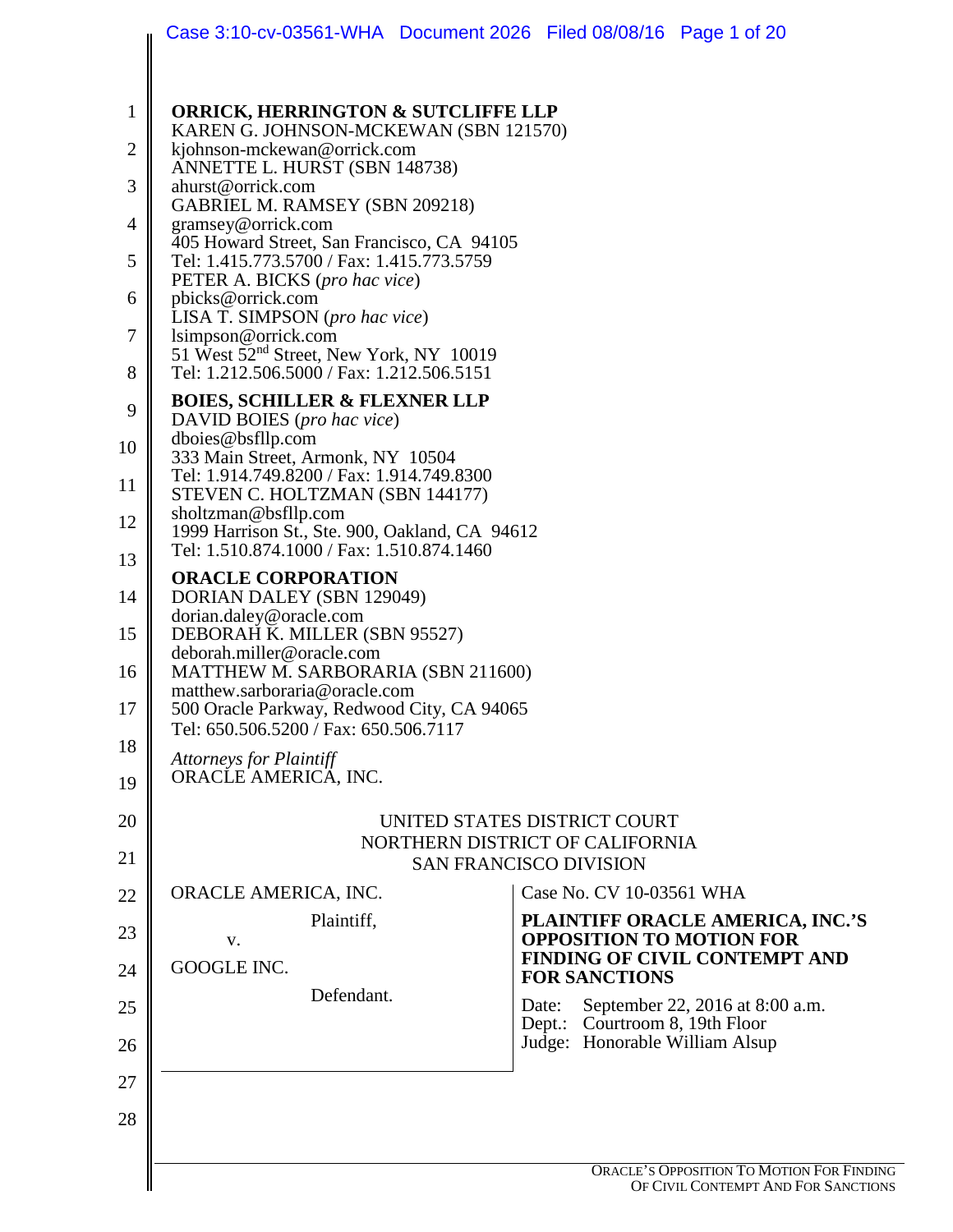**ORRICK, HERRINGTON & SUTCLIFFE LLP**
KAREN G. JOHNSON-MCKEWAN (SBN 121570)
kjohnson-mckewan@orrick.com
ANNETTE L. HURST (SBN 148738)
ahurst@orrick.com
GABRIEL M. RAMSEY (SBN 209218)
gramsey@orrick.com
405 Howard Street, San Francisco, CA 94105
Tel: 1.415.773.5700 / Fax: 1.415.773.5759
PETER A. BICKS (*pro hac vice*)
pbicks@orrick.com
LISA T. SIMPSON (*pro hac vice*)
lsimpson@orrick.com
51 West 52nd Street, New York, NY 10019
Tel: 1.212.506.5000 / Fax: 1.212.506.5151

**BOIES, SCHILLER & FLEXNER LLP**
DAVID BOIES (*pro hac vice*)
dboies@bsfllp.com
333 Main Street, Armonk, NY 10504
Tel: 1.914.749.8200 / Fax: 1.914.749.8300
STEVEN C. HOLTZMAN (SBN 144177)
sholtzman@bsfllp.com
1999 Harrison St., Ste. 900, Oakland, CA 94612
Tel: 1.510.874.1000 / Fax: 1.510.874.1460

**ORACLE CORPORATION**
DORIAN DALEY (SBN 129049)
dorian.daley@oracle.com
DEBORAH K. MILLER (SBN 95527)
deborah.miller@oracle.com
MATTHEW M. SARBORARIA (SBN 211600)
matthew.sarboraria@oracle.com
500 Oracle Parkway, Redwood City, CA 94065
Tel: 650.506.5200 / Fax: 650.506.7117

*Attorneys for Plaintiff*
ORACLE AMERICA, INC.

UNITED STATES DISTRICT COURT
NORTHERN DISTRICT OF CALIFORNIA
SAN FRANCISCO DIVISION

ORACLE AMERICA, INC.,

Plaintiff,

v.

GOOGLE INC.

Defendant.

Case No. CV 10-03561 WHA

**PLAINTIFF ORACLE AMERICA, INC.'S OPPOSITION TO MOTION FOR FINDING OF CIVIL CONTEMPT AND FOR SANCTIONS**

Date: September 22, 2016 at 8:00 a.m.
Dept.: Courtroom 8, 19th Floor
Judge: Honorable William Alsup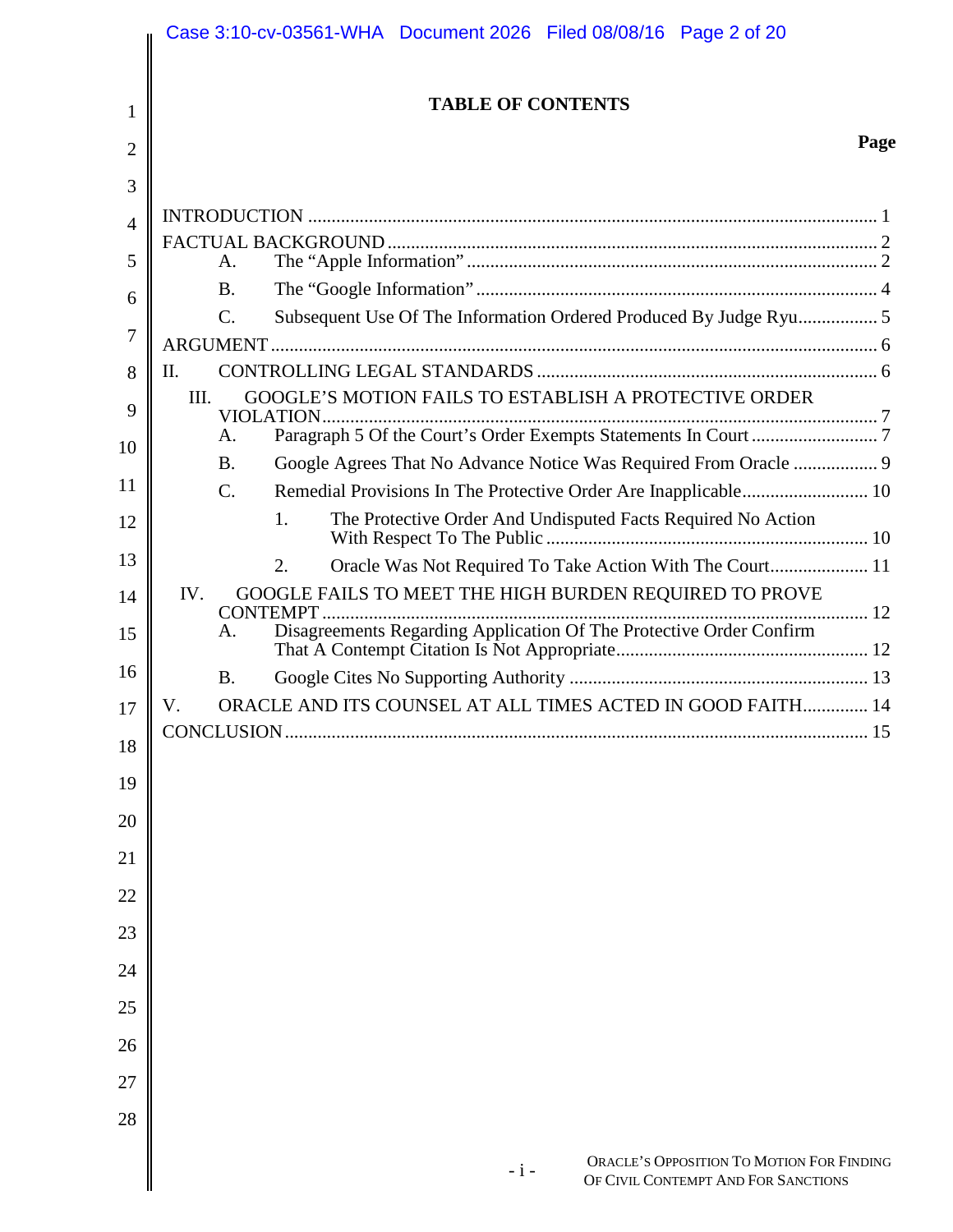# TABLE OF CONTENTS

| | Page |
|---|---|
| INTRODUCTION | 1 |
| FACTUAL BACKGROUND | 2 |
| A. The "Apple Information" | 2 |
| B. The "Google Information" | 4 |
| C. Subsequent Use Of The Information Ordered Produced By Judge Ryu | 5 |
| ARGUMENT | 6 |
| II. CONTROLLING LEGAL STANDARDS | 6 |
| III. GOOGLE'S MOTION FAILS TO ESTABLISH A PROTECTIVE ORDER VIOLATION | 7 |
| A. Paragraph 5 Of the Court's Order Exempts Statements In Court | 7 |
| B. Google Agrees That No Advance Notice Was Required From Oracle | 9 |
| C. Remedial Provisions In The Protective Order Are Inapplicable | 10 |
| 1. The Protective Order And Undisputed Facts Required No Action With Respect To The Public | 10 |
| 2. Oracle Was Not Required To Take Action With The Court | 11 |
| IV. GOOGLE FAILS TO MEET THE HIGH BURDEN REQUIRED TO PROVE CONTEMPT | 12 |
| A. Disagreements Regarding Application Of The Protective Order Confirm That A Contempt Citation Is Not Appropriate | 12 |
| B. Google Cites No Supporting Authority | 13 |
| V. ORACLE AND ITS COUNSEL AT ALL TIMES ACTED IN GOOD FAITH | 14 |
| CONCLUSION | 15 |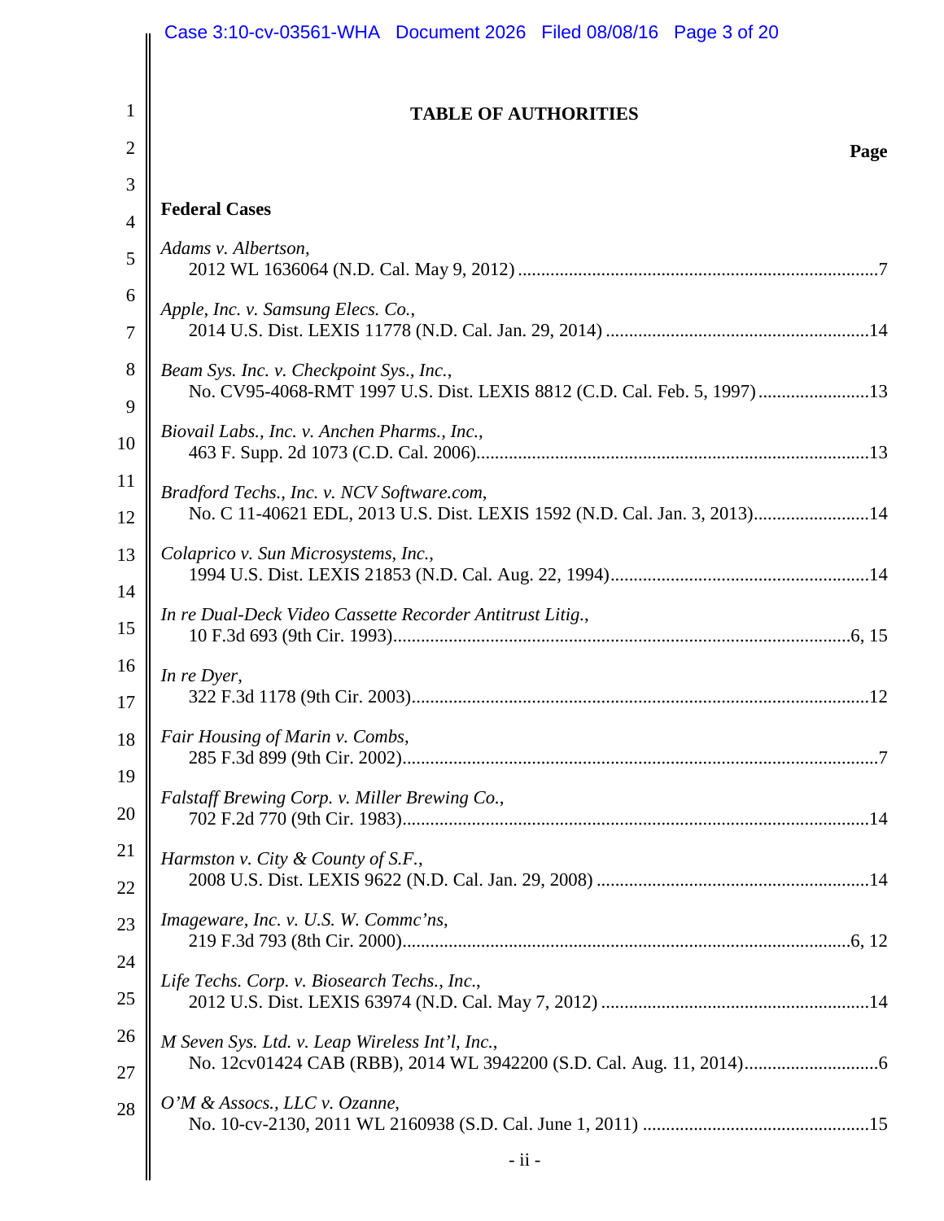# TABLE OF AUTHORITIES

**Page**

**Federal Cases**

*Adams v. Albertson*,
2012 WL 1636064 (N.D. Cal. May 9, 2012) ....................................................................7

*Apple, Inc. v. Samsung Elecs. Co.*,
2014 U.S. Dist. LEXIS 11778 (N.D. Cal. Jan. 29, 2014) ...............................................14

*Beam Sys. Inc. v. Checkpoint Sys., Inc.*,
No. CV95-4068-RMT 1997 U.S. Dist. LEXIS 8812 (C.D. Cal. Feb. 5, 1997) ...................13

*Biovail Labs., Inc. v. Anchen Pharms., Inc.*,
463 F. Supp. 2d 1073 (C.D. Cal. 2006)...........................................................................13

*Bradford Techs., Inc. v. NCV Software.com*,
No. C 11-40621 EDL, 2013 U.S. Dist. LEXIS 1592 (N.D. Cal. Jan. 3, 2013)....................14

*Colaprico v. Sun Microsystems, Inc.*,
1994 U.S. Dist. LEXIS 21853 (N.D. Cal. Aug. 22, 1994)...............................................14

*In re Dual-Deck Video Cassette Recorder Antitrust Litig.*,
10 F.3d 693 (9th Cir. 1993).........................................................................................6, 15

*In re Dyer*,
322 F.3d 1178 (9th Cir. 2003).........................................................................................12

*Fair Housing of Marin v. Combs*,
285 F.3d 899 (9th Cir. 2002).............................................................................................7

*Falstaff Brewing Corp. v. Miller Brewing Co.*,
702 F.2d 770 (9th Cir. 1983)...........................................................................................14

*Harmston v. City & County of S.F.*,
2008 U.S. Dist. LEXIS 9622 (N.D. Cal. Jan. 29, 2008) ..................................................14

*Imageware, Inc. v. U.S. W. Commc'ns*,
219 F.3d 793 (8th Cir. 2000).......................................................................................6, 12

*Life Techs. Corp. v. Biosearch Techs., Inc.*,
2012 U.S. Dist. LEXIS 63974 (N.D. Cal. May 7, 2012) .................................................14

*M Seven Sys. Ltd. v. Leap Wireless Int'l, Inc.*,
No. 12cv01424 CAB (RBB), 2014 WL 3942200 (S.D. Cal. Aug. 11, 2014).......................6

*O'M & Assocs., LLC v. Ozanne*,
No. 10-cv-2130, 2011 WL 2160938 (S.D. Cal. June 1, 2011) ........................................15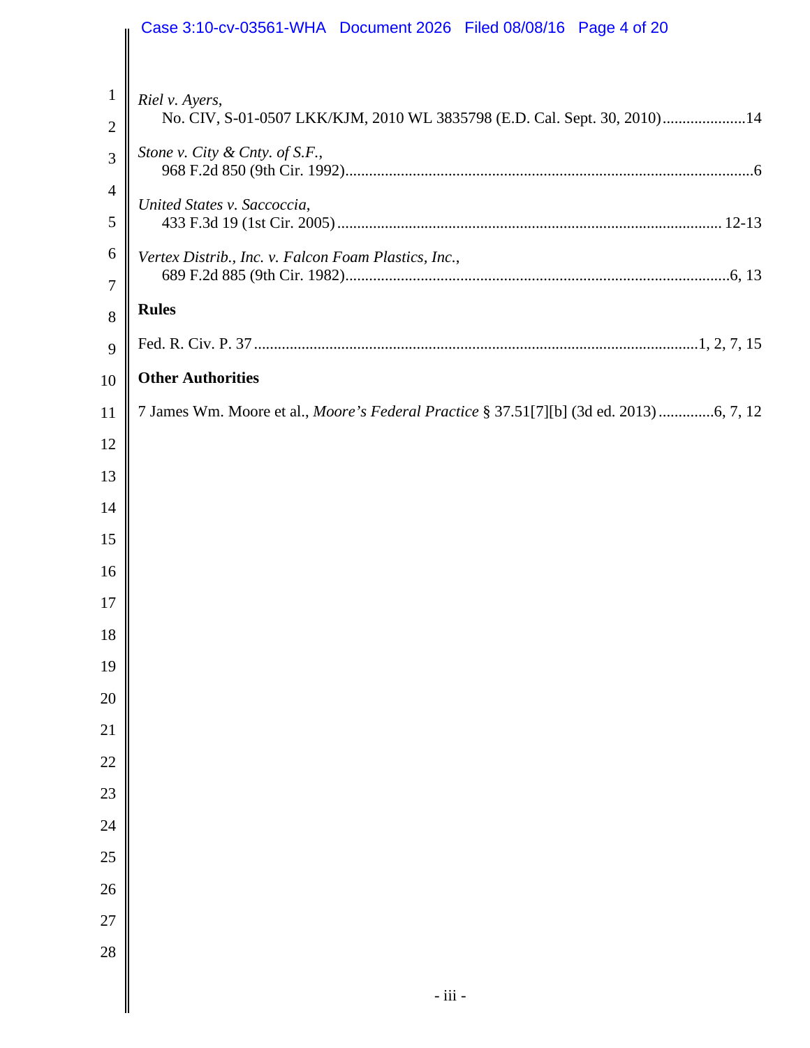*Riel v. Ayers*,
No. CIV, S-01-0507 LKK/KJM, 2010 WL 3835798 (E.D. Cal. Sept. 30, 2010)....................14

*Stone v. City & Cnty. of S.F.*,
968 F.2d 850 (9th Cir. 1992).......................................................................................6

*United States v. Saccoccia*,
433 F.3d 19 (1st Cir. 2005).................................................................................. 12-13

*Vertex Distrib., Inc. v. Falcon Foam Plastics, Inc.*,
689 F.2d 885 (9th Cir. 1982)...................................................................................6, 13

**Rules**

Fed. R. Civ. P. 37 ..................................................................................................1, 2, 7, 15

**Other Authorities**

7 James Wm. Moore et al., *Moore's Federal Practice* § 37.51[7][b] (3d ed. 2013) .............6, 7, 12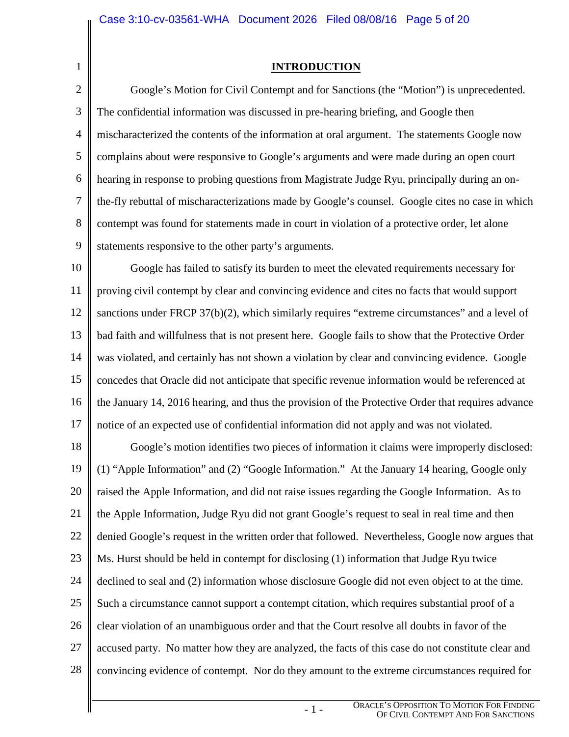# INTRODUCTION

Google's Motion for Civil Contempt and for Sanctions (the "Motion") is unprecedented. The confidential information was discussed in pre-hearing briefing, and Google then mischaracterized the contents of the information at oral argument. The statements Google now complains about were responsive to Google's arguments and were made during an open court hearing in response to probing questions from Magistrate Judge Ryu, principally during an on-the-fly rebuttal of mischaracterizations made by Google's counsel. Google cites no case in which contempt was found for statements made in court in violation of a protective order, let alone statements responsive to the other party's arguments.

Google has failed to satisfy its burden to meet the elevated requirements necessary for proving civil contempt by clear and convincing evidence and cites no facts that would support sanctions under FRCP 37(b)(2), which similarly requires "extreme circumstances" and a level of bad faith and willfulness that is not present here. Google fails to show that the Protective Order was violated, and certainly has not shown a violation by clear and convincing evidence. Google concedes that Oracle did not anticipate that specific revenue information would be referenced at the January 14, 2016 hearing, and thus the provision of the Protective Order that requires advance notice of an expected use of confidential information did not apply and was not violated.

Google's motion identifies two pieces of information it claims were improperly disclosed: (1) "Apple Information" and (2) "Google Information." At the January 14 hearing, Google only raised the Apple Information, and did not raise issues regarding the Google Information. As to the Apple Information, Judge Ryu did not grant Google's request to seal in real time and then denied Google's request in the written order that followed. Nevertheless, Google now argues that Ms. Hurst should be held in contempt for disclosing (1) information that Judge Ryu twice declined to seal and (2) information whose disclosure Google did not even object to at the time. Such a circumstance cannot support a contempt citation, which requires substantial proof of a clear violation of an unambiguous order and that the Court resolve all doubts in favor of the accused party. No matter how they are analyzed, the facts of this case do not constitute clear and convincing evidence of contempt. Nor do they amount to the extreme circumstances required for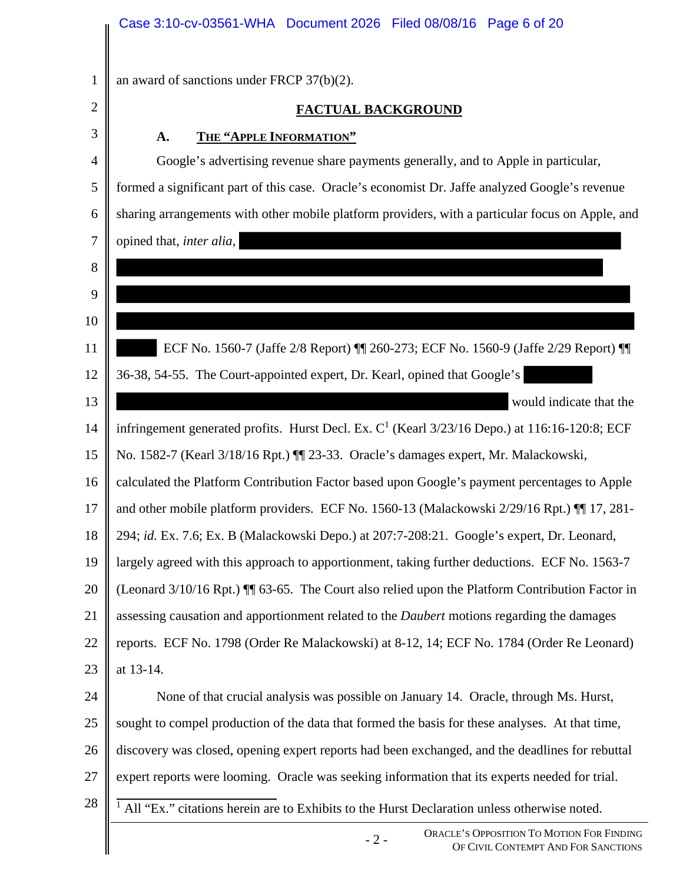an award of sanctions under FRCP 37(b)(2).

## FACTUAL BACKGROUND

### A. The "Apple Information"

Google's advertising revenue share payments generally, and to Apple in particular, formed a significant part of this case. Oracle's economist Dr. Jaffe analyzed Google's revenue sharing arrangements with other mobile platform providers, with a particular focus on Apple, and opined that, *inter alia*, [REDACTED] ECF No. 1560-7 (Jaffe 2/8 Report) ¶¶ 260-273; ECF No. 1560-9 (Jaffe 2/29 Report) ¶¶ 36-38, 54-55. The Court-appointed expert, Dr. Kearl, opined that Google's [REDACTED] would indicate that the infringement generated profits. Hurst Decl. Ex. C[1] (Kearl 3/23/16 Depo.) at 116:16-120:8; ECF No. 1582-7 (Kearl 3/18/16 Rpt.) ¶¶ 23-33. Oracle's damages expert, Mr. Malackowski, calculated the Platform Contribution Factor based upon Google's payment percentages to Apple and other mobile platform providers. ECF No. 1560-13 (Malackowski 2/29/16 Rpt.) ¶¶ 17, 281-294; *id.* Ex. 7.6; Ex. B (Malackowski Depo.) at 207:7-208:21. Google's expert, Dr. Leonard, largely agreed with this approach to apportionment, taking further deductions. ECF No. 1563-7 (Leonard 3/10/16 Rpt.) ¶¶ 63-65. The Court also relied upon the Platform Contribution Factor in assessing causation and apportionment related to the *Daubert* motions regarding the damages reports. ECF No. 1798 (Order Re Malackowski) at 8-12, 14; ECF No. 1784 (Order Re Leonard) at 13-14.

None of that crucial analysis was possible on January 14. Oracle, through Ms. Hurst, sought to compel production of the data that formed the basis for these analyses. At that time, discovery was closed, opening expert reports had been exchanged, and the deadlines for rebuttal expert reports were looming. Oracle was seeking information that its experts needed for trial.

[1] All "Ex." citations herein are to Exhibits to the Hurst Declaration unless otherwise noted.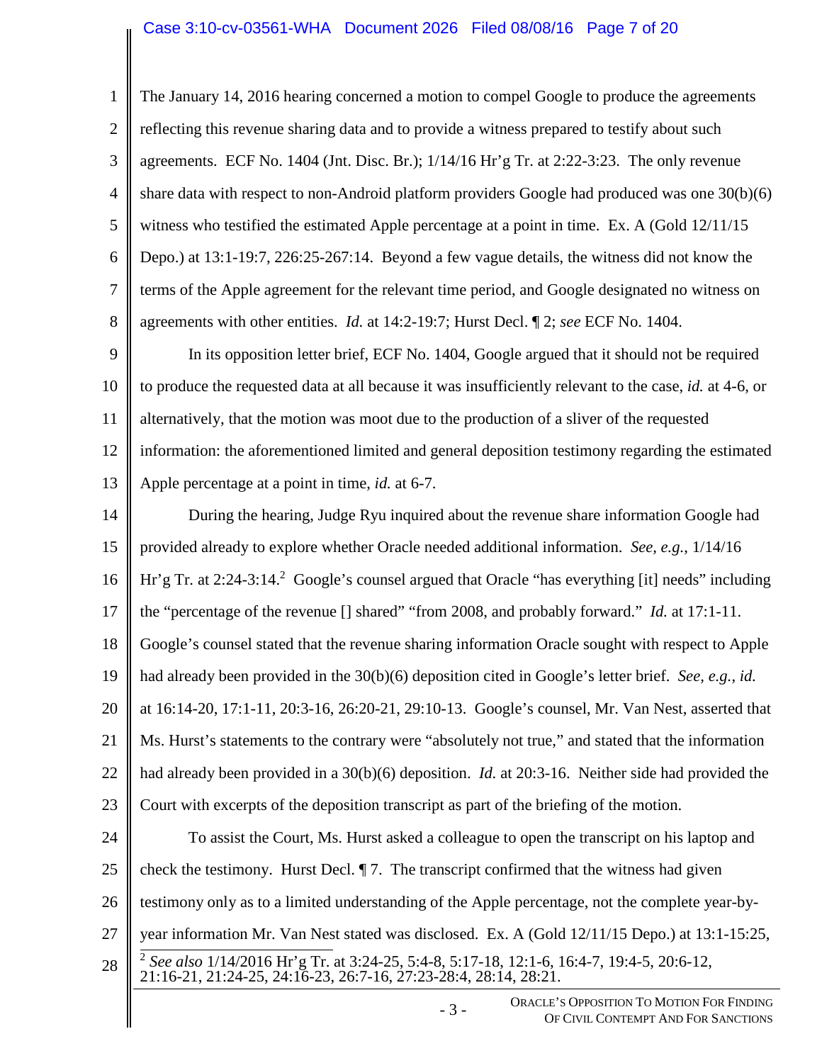The January 14, 2016 hearing concerned a motion to compel Google to produce the agreements reflecting this revenue sharing data and to provide a witness prepared to testify about such agreements. ECF No. 1404 (Jnt. Disc. Br.); 1/14/16 Hr'g Tr. at 2:22-3:23. The only revenue share data with respect to non-Android platform providers Google had produced was one 30(b)(6) witness who testified the estimated Apple percentage at a point in time. Ex. A (Gold 12/11/15 Depo.) at 13:1-19:7, 226:25-267:14. Beyond a few vague details, the witness did not know the terms of the Apple agreement for the relevant time period, and Google designated no witness on agreements with other entities. *Id.* at 14:2-19:7; Hurst Decl. ¶ 2; *see* ECF No. 1404.

In its opposition letter brief, ECF No. 1404, Google argued that it should not be required to produce the requested data at all because it was insufficiently relevant to the case, *id.* at 4-6, or alternatively, that the motion was moot due to the production of a sliver of the requested information: the aforementioned limited and general deposition testimony regarding the estimated Apple percentage at a point in time, *id.* at 6-7.

During the hearing, Judge Ryu inquired about the revenue share information Google had provided already to explore whether Oracle needed additional information. *See, e.g.*, 1/14/16 Hr'g Tr. at 2:24-3:14.[2] Google's counsel argued that Oracle "has everything [it] needs" including the "percentage of the revenue [] shared" "from 2008, and probably forward." *Id.* at 17:1-11. Google's counsel stated that the revenue sharing information Oracle sought with respect to Apple had already been provided in the 30(b)(6) deposition cited in Google's letter brief. *See, e.g., id.* at 16:14-20, 17:1-11, 20:3-16, 26:20-21, 29:10-13. Google's counsel, Mr. Van Nest, asserted that Ms. Hurst's statements to the contrary were "absolutely not true," and stated that the information had already been provided in a 30(b)(6) deposition. *Id.* at 20:3-16. Neither side had provided the Court with excerpts of the deposition transcript as part of the briefing of the motion.

To assist the Court, Ms. Hurst asked a colleague to open the transcript on his laptop and check the testimony. Hurst Decl. ¶ 7. The transcript confirmed that the witness had given testimony only as to a limited understanding of the Apple percentage, not the complete year-by-year information Mr. Van Nest stated was disclosed. Ex. A (Gold 12/11/15 Depo.) at 13:1-15:25,

[2] *See also* 1/14/2016 Hr'g Tr. at 3:24-25, 5:4-8, 5:17-18, 12:1-6, 16:4-7, 19:4-5, 20:6-12, 21:16-21, 21:24-25, 24:16-23, 26:7-16, 27:23-28:4, 28:14, 28:21.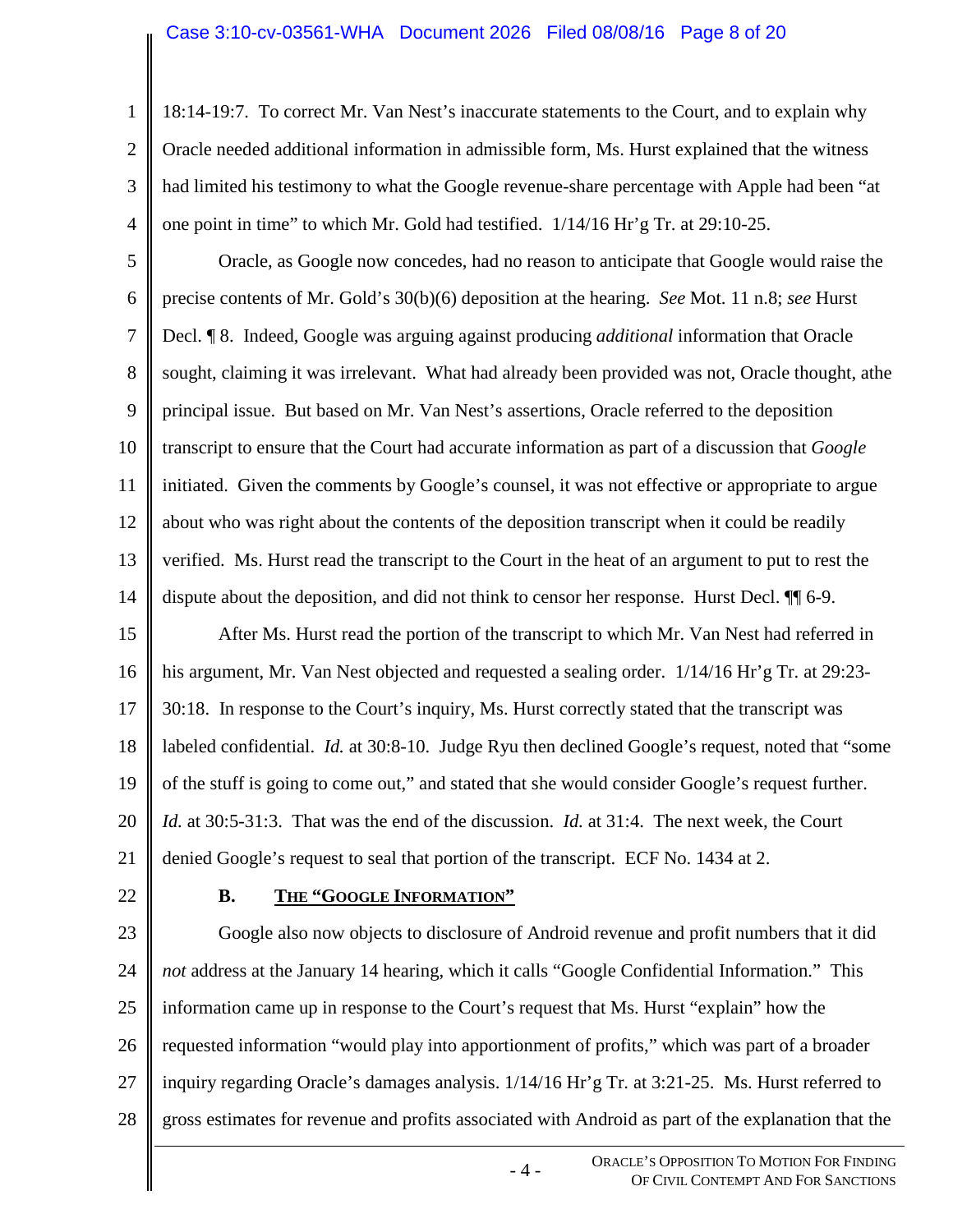18:14-19:7. To correct Mr. Van Nest's inaccurate statements to the Court, and to explain why Oracle needed additional information in admissible form, Ms. Hurst explained that the witness had limited his testimony to what the Google revenue-share percentage with Apple had been "at one point in time" to which Mr. Gold had testified. 1/14/16 Hr'g Tr. at 29:10-25.

Oracle, as Google now concedes, had no reason to anticipate that Google would raise the precise contents of Mr. Gold's 30(b)(6) deposition at the hearing. *See* Mot. 11 n.8; *see* Hurst Decl. ¶ 8. Indeed, Google was arguing against producing *additional* information that Oracle sought, claiming it was irrelevant. What had already been provided was not, Oracle thought, athe principal issue. But based on Mr. Van Nest's assertions, Oracle referred to the deposition transcript to ensure that the Court had accurate information as part of a discussion that *Google* initiated. Given the comments by Google's counsel, it was not effective or appropriate to argue about who was right about the contents of the deposition transcript when it could be readily verified. Ms. Hurst read the transcript to the Court in the heat of an argument to put to rest the dispute about the deposition, and did not think to censor her response. Hurst Decl. ¶¶ 6-9.

After Ms. Hurst read the portion of the transcript to which Mr. Van Nest had referred in his argument, Mr. Van Nest objected and requested a sealing order. 1/14/16 Hr'g Tr. at 29:23-30:18. In response to the Court's inquiry, Ms. Hurst correctly stated that the transcript was labeled confidential. *Id.* at 30:8-10. Judge Ryu then declined Google's request, noted that "some of the stuff is going to come out," and stated that she would consider Google's request further. *Id.* at 30:5-31:3. That was the end of the discussion. *Id.* at 31:4. The next week, the Court denied Google's request to seal that portion of the transcript. ECF No. 1434 at 2.

### B. THE "GOOGLE INFORMATION"

Google also now objects to disclosure of Android revenue and profit numbers that it did *not* address at the January 14 hearing, which it calls "Google Confidential Information." This information came up in response to the Court's request that Ms. Hurst "explain" how the requested information "would play into apportionment of profits," which was part of a broader inquiry regarding Oracle's damages analysis. 1/14/16 Hr'g Tr. at 3:21-25. Ms. Hurst referred to gross estimates for revenue and profits associated with Android as part of the explanation that the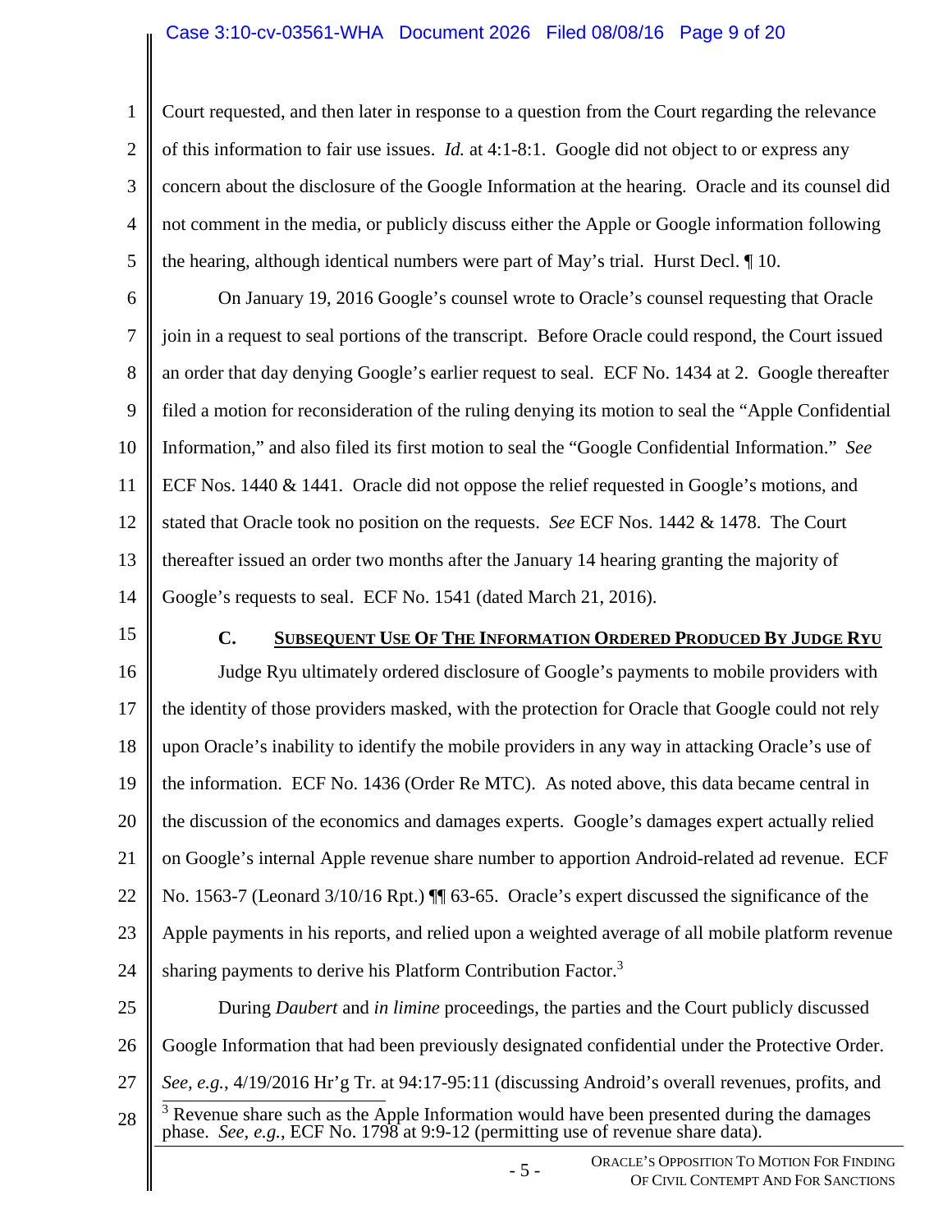Court requested, and then later in response to a question from the Court regarding the relevance of this information to fair use issues. *Id.* at 4:1-8:1. Google did not object to or express any concern about the disclosure of the Google Information at the hearing. Oracle and its counsel did not comment in the media, or publicly discuss either the Apple or Google information following the hearing, although identical numbers were part of May's trial. Hurst Decl. ¶ 10.

On January 19, 2016 Google's counsel wrote to Oracle's counsel requesting that Oracle join in a request to seal portions of the transcript. Before Oracle could respond, the Court issued an order that day denying Google's earlier request to seal. ECF No. 1434 at 2. Google thereafter filed a motion for reconsideration of the ruling denying its motion to seal the "Apple Confidential Information," and also filed its first motion to seal the "Google Confidential Information." *See* ECF Nos. 1440 & 1441. Oracle did not oppose the relief requested in Google's motions, and stated that Oracle took no position on the requests. *See* ECF Nos. 1442 & 1478. The Court thereafter issued an order two months after the January 14 hearing granting the majority of Google's requests to seal. ECF No. 1541 (dated March 21, 2016).

### C. Subsequent Use Of The Information Ordered Produced By Judge Ryu

Judge Ryu ultimately ordered disclosure of Google's payments to mobile providers with the identity of those providers masked, with the protection for Oracle that Google could not rely upon Oracle's inability to identify the mobile providers in any way in attacking Oracle's use of the information. ECF No. 1436 (Order Re MTC). As noted above, this data became central in the discussion of the economics and damages experts. Google's damages expert actually relied on Google's internal Apple revenue share number to apportion Android-related ad revenue. ECF No. 1563-7 (Leonard 3/10/16 Rpt.) ¶¶ 63-65. Oracle's expert discussed the significance of the Apple payments in his reports, and relied upon a weighted average of all mobile platform revenue sharing payments to derive his Platform Contribution Factor.[3]

During *Daubert* and *in limine* proceedings, the parties and the Court publicly discussed Google Information that had been previously designated confidential under the Protective Order. *See, e.g.*, 4/19/2016 Hr'g Tr. at 94:17-95:11 (discussing Android's overall revenues, profits, and

[3] Revenue share such as the Apple Information would have been presented during the damages phase. *See, e.g.*, ECF No. 1798 at 9:9-12 (permitting use of revenue share data).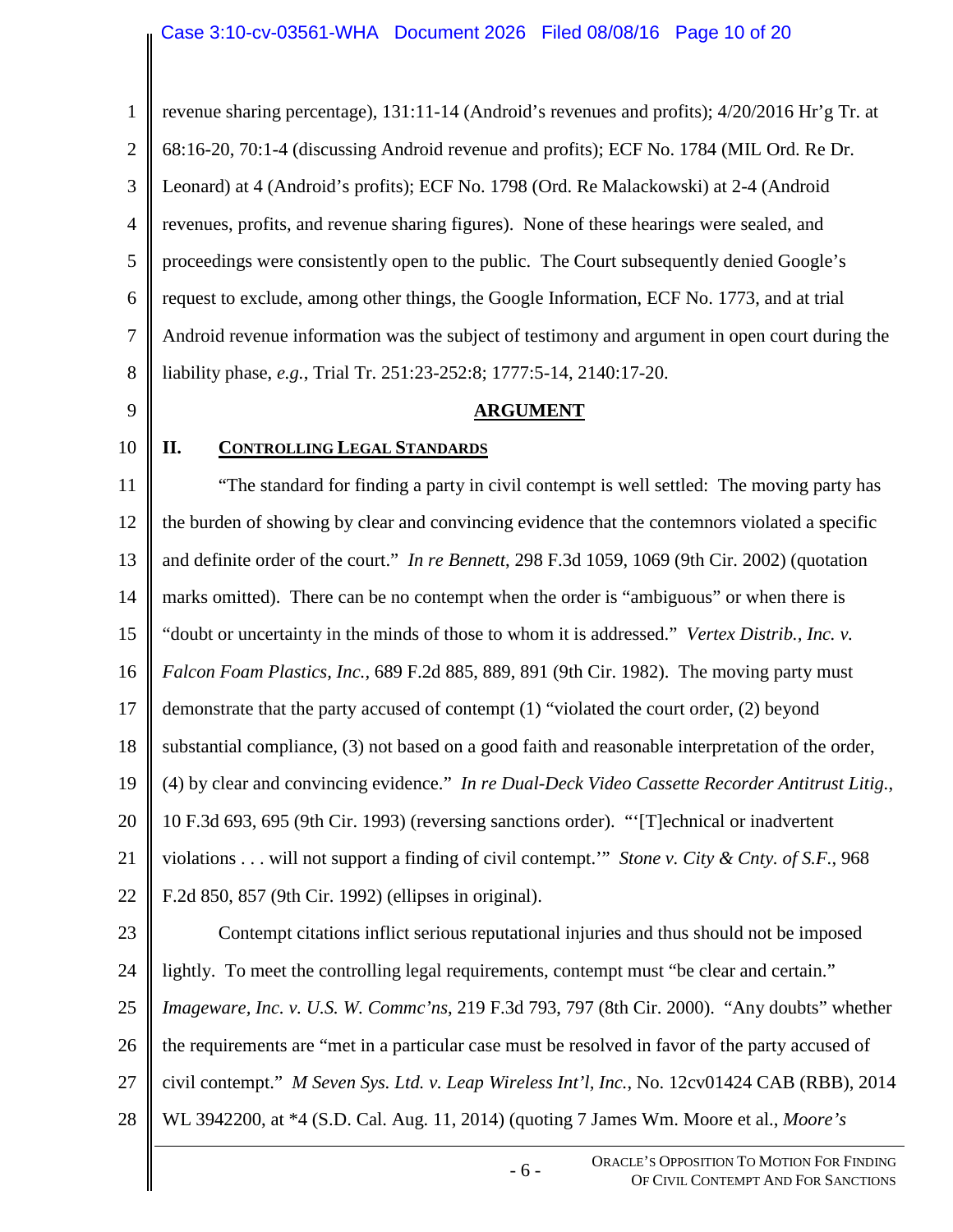revenue sharing percentage), 131:11-14 (Android's revenues and profits); 4/20/2016 Hr'g Tr. at 68:16-20, 70:1-4 (discussing Android revenue and profits); ECF No. 1784 (MIL Ord. Re Dr. Leonard) at 4 (Android's profits); ECF No. 1798 (Ord. Re Malackowski) at 2-4 (Android revenues, profits, and revenue sharing figures). None of these hearings were sealed, and proceedings were consistently open to the public. The Court subsequently denied Google's request to exclude, among other things, the Google Information, ECF No. 1773, and at trial Android revenue information was the subject of testimony and argument in open court during the liability phase, *e.g.*, Trial Tr. 251:23-252:8; 1777:5-14, 2140:17-20.

## ARGUMENT

### II. CONTROLLING LEGAL STANDARDS

"The standard for finding a party in civil contempt is well settled: The moving party has the burden of showing by clear and convincing evidence that the contemnors violated a specific and definite order of the court." *In re Bennett*, 298 F.3d 1059, 1069 (9th Cir. 2002) (quotation marks omitted). There can be no contempt when the order is "ambiguous" or when there is "doubt or uncertainty in the minds of those to whom it is addressed." *Vertex Distrib., Inc. v. Falcon Foam Plastics, Inc.*, 689 F.2d 885, 889, 891 (9th Cir. 1982). The moving party must demonstrate that the party accused of contempt (1) "violated the court order, (2) beyond substantial compliance, (3) not based on a good faith and reasonable interpretation of the order, (4) by clear and convincing evidence." *In re Dual-Deck Video Cassette Recorder Antitrust Litig.*, 10 F.3d 693, 695 (9th Cir. 1993) (reversing sanctions order). "'[T]echnical or inadvertent violations . . . will not support a finding of civil contempt.'" *Stone v. City & Cnty. of S.F.*, 968 F.2d 850, 857 (9th Cir. 1992) (ellipses in original).

Contempt citations inflict serious reputational injuries and thus should not be imposed lightly. To meet the controlling legal requirements, contempt must "be clear and certain." *Imageware, Inc. v. U.S. W. Commc'ns*, 219 F.3d 793, 797 (8th Cir. 2000). "Any doubts" whether the requirements are "met in a particular case must be resolved in favor of the party accused of civil contempt." *M Seven Sys. Ltd. v. Leap Wireless Int'l, Inc.*, No. 12cv01424 CAB (RBB), 2014 WL 3942200, at *4 (S.D. Cal. Aug. 11, 2014) (quoting 7 James Wm. Moore et al., *Moore's*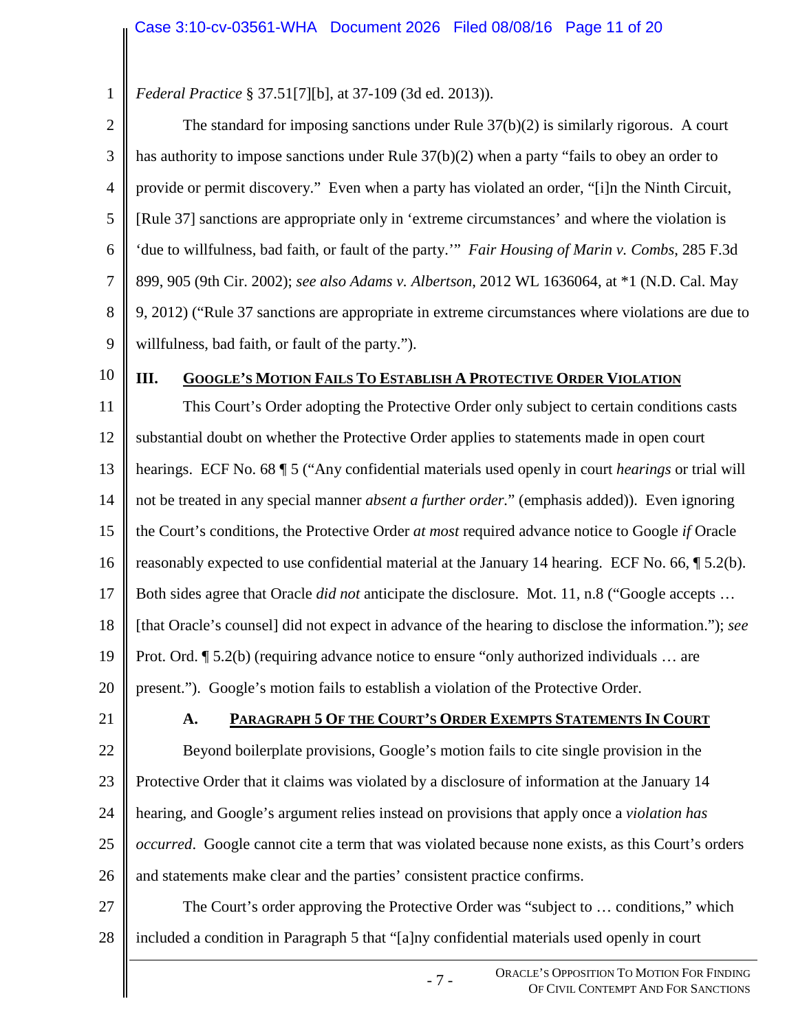*Federal Practice* § 37.51[7][b], at 37-109 (3d ed. 2013)).

The standard for imposing sanctions under Rule 37(b)(2) is similarly rigorous. A court has authority to impose sanctions under Rule 37(b)(2) when a party "fails to obey an order to provide or permit discovery." Even when a party has violated an order, "[i]n the Ninth Circuit, [Rule 37] sanctions are appropriate only in 'extreme circumstances' and where the violation is 'due to willfulness, bad faith, or fault of the party.'" *Fair Housing of Marin v. Combs*, 285 F.3d 899, 905 (9th Cir. 2002); *see also Adams v. Albertson*, 2012 WL 1636064, at *1 (N.D. Cal. May 9, 2012) ("Rule 37 sanctions are appropriate in extreme circumstances where violations are due to willfulness, bad faith, or fault of the party.").

## III. Google's Motion Fails To Establish A Protective Order Violation

This Court's Order adopting the Protective Order only subject to certain conditions casts substantial doubt on whether the Protective Order applies to statements made in open court hearings. ECF No. 68 ¶ 5 ("Any confidential materials used openly in court *hearings* or trial will not be treated in any special manner *absent a further order*." (emphasis added)). Even ignoring the Court's conditions, the Protective Order *at most* required advance notice to Google *if* Oracle reasonably expected to use confidential material at the January 14 hearing. ECF No. 66, ¶ 5.2(b). Both sides agree that Oracle *did not* anticipate the disclosure. Mot. 11, n.8 ("Google accepts … [that Oracle's counsel] did not expect in advance of the hearing to disclose the information."); *see* Prot. Ord. ¶ 5.2(b) (requiring advance notice to ensure "only authorized individuals … are present."). Google's motion fails to establish a violation of the Protective Order.

### A. Paragraph 5 Of the Court's Order Exempts Statements In Court

Beyond boilerplate provisions, Google's motion fails to cite single provision in the Protective Order that it claims was violated by a disclosure of information at the January 14 hearing, and Google's argument relies instead on provisions that apply once a *violation has occurred*. Google cannot cite a term that was violated because none exists, as this Court's orders and statements make clear and the parties' consistent practice confirms.

The Court's order approving the Protective Order was "subject to … conditions," which included a condition in Paragraph 5 that "[a]ny confidential materials used openly in court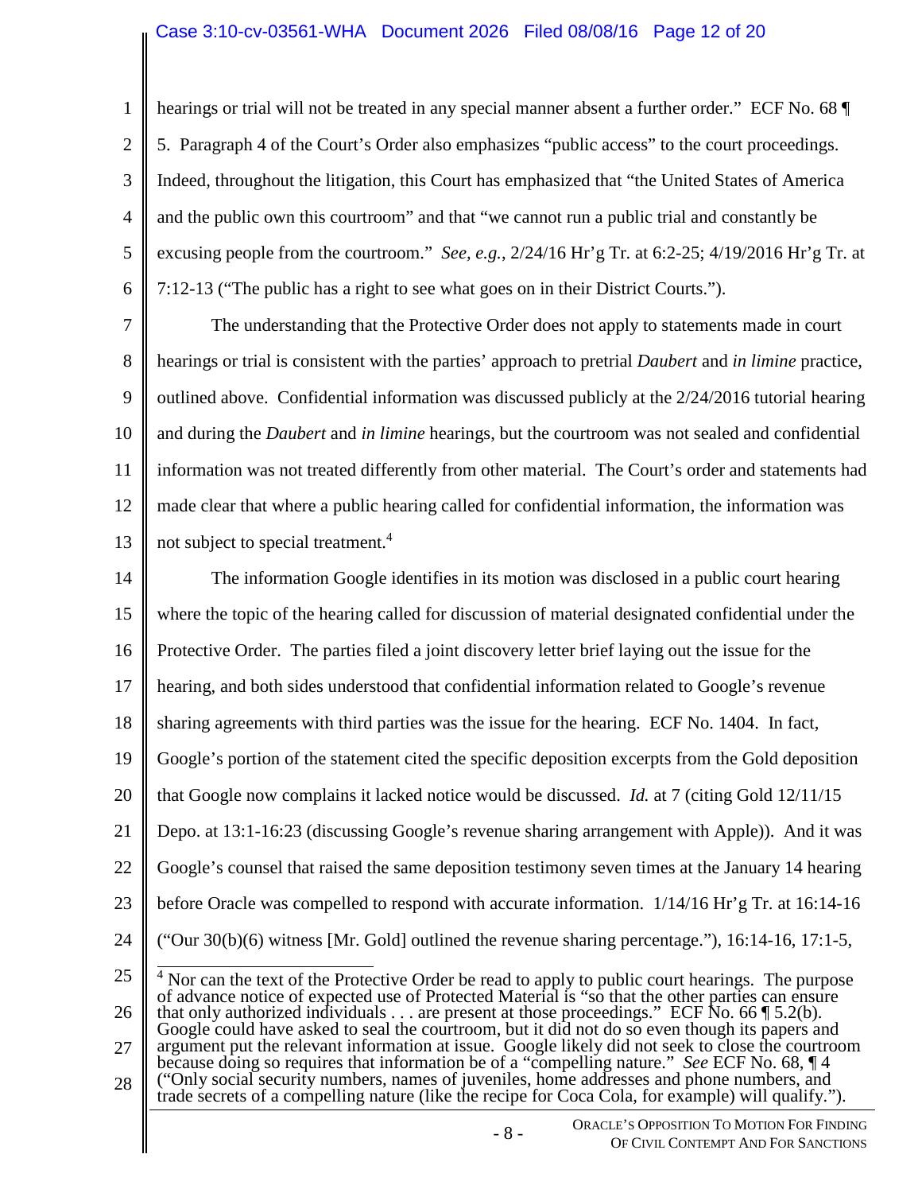hearings or trial will not be treated in any special manner absent a further order." ECF No. 68 ¶ 5. Paragraph 4 of the Court's Order also emphasizes "public access" to the court proceedings. Indeed, throughout the litigation, this Court has emphasized that "the United States of America and the public own this courtroom" and that "we cannot run a public trial and constantly be excusing people from the courtroom." *See, e.g.*, 2/24/16 Hr'g Tr. at 6:2-25; 4/19/2016 Hr'g Tr. at 7:12-13 ("The public has a right to see what goes on in their District Courts.").

The understanding that the Protective Order does not apply to statements made in court hearings or trial is consistent with the parties' approach to pretrial *Daubert* and *in limine* practice, outlined above. Confidential information was discussed publicly at the 2/24/2016 tutorial hearing and during the *Daubert* and *in limine* hearings, but the courtroom was not sealed and confidential information was not treated differently from other material. The Court's order and statements had made clear that where a public hearing called for confidential information, the information was not subject to special treatment.[4]

The information Google identifies in its motion was disclosed in a public court hearing where the topic of the hearing called for discussion of material designated confidential under the Protective Order. The parties filed a joint discovery letter brief laying out the issue for the hearing, and both sides understood that confidential information related to Google's revenue sharing agreements with third parties was the issue for the hearing. ECF No. 1404. In fact, Google's portion of the statement cited the specific deposition excerpts from the Gold deposition that Google now complains it lacked notice would be discussed. *Id.* at 7 (citing Gold 12/11/15 Depo. at 13:1-16:23 (discussing Google's revenue sharing arrangement with Apple)). And it was Google's counsel that raised the same deposition testimony seven times at the January 14 hearing before Oracle was compelled to respond with accurate information. 1/14/16 Hr'g Tr. at 16:14-16 ("Our 30(b)(6) witness [Mr. Gold] outlined the revenue sharing percentage."), 16:14-16, 17:1-5,

---

[4] Nor can the text of the Protective Order be read to apply to public court hearings. The purpose of advance notice of expected use of Protected Material is "so that the other parties can ensure that only authorized individuals . . . are present at those proceedings." ECF No. 66 ¶ 5.2(b). Google could have asked to seal the courtroom, but it did not do so even though its papers and argument put the relevant information at issue. Google likely did not seek to close the courtroom because doing so requires that information be of a "compelling nature." *See* ECF No. 68, ¶ 4 ("Only social security numbers, names of juveniles, home addresses and phone numbers, and trade secrets of a compelling nature (like the recipe for Coca Cola, for example) will qualify.").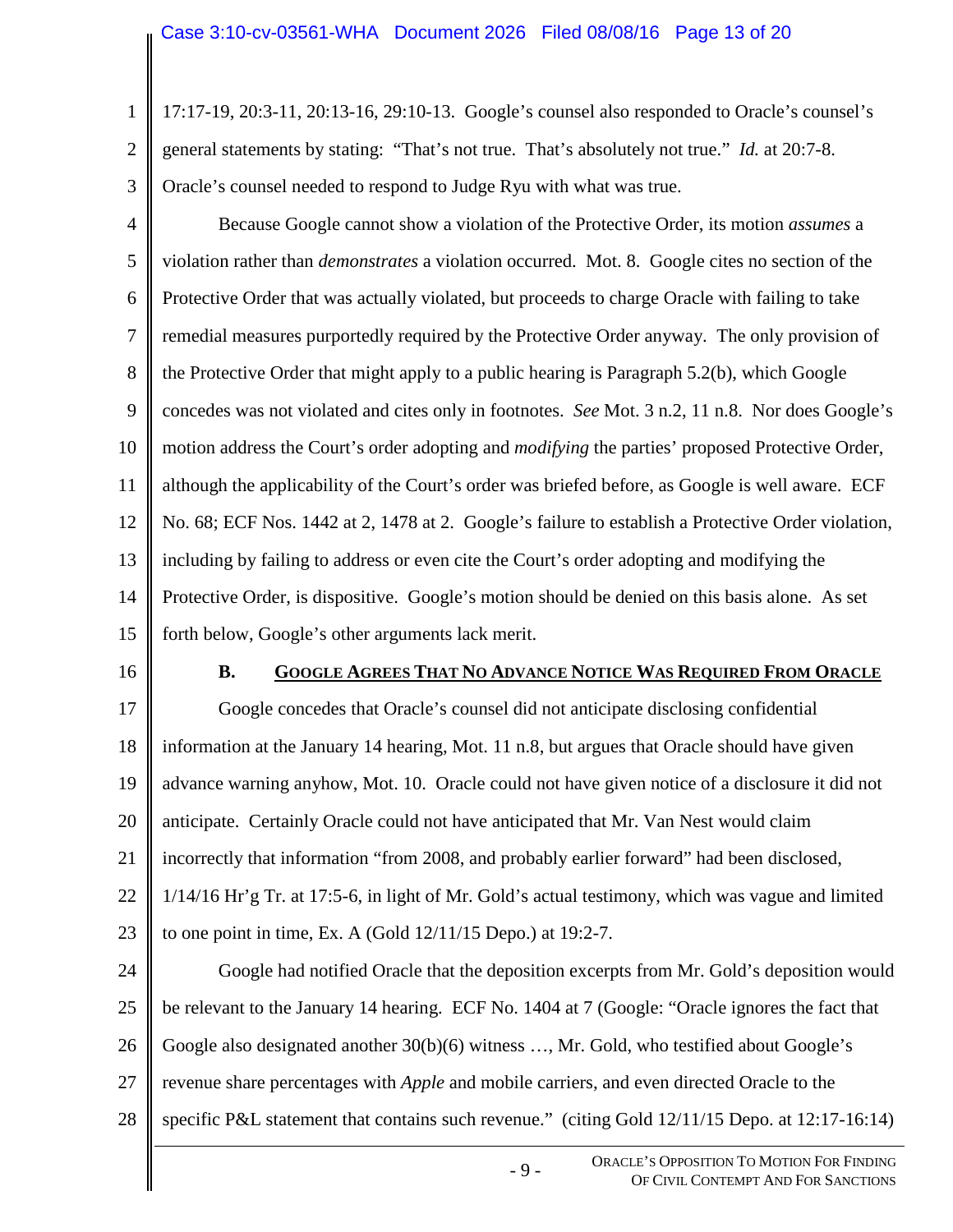17:17-19, 20:3-11, 20:13-16, 29:10-13. Google's counsel also responded to Oracle's counsel's general statements by stating: "That's not true. That's absolutely not true." *Id.* at 20:7-8. Oracle's counsel needed to respond to Judge Ryu with what was true.

Because Google cannot show a violation of the Protective Order, its motion *assumes* a violation rather than *demonstrates* a violation occurred. Mot. 8. Google cites no section of the Protective Order that was actually violated, but proceeds to charge Oracle with failing to take remedial measures purportedly required by the Protective Order anyway. The only provision of the Protective Order that might apply to a public hearing is Paragraph 5.2(b), which Google concedes was not violated and cites only in footnotes. *See* Mot. 3 n.2, 11 n.8. Nor does Google's motion address the Court's order adopting and *modifying* the parties' proposed Protective Order, although the applicability of the Court's order was briefed before, as Google is well aware. ECF No. 68; ECF Nos. 1442 at 2, 1478 at 2. Google's failure to establish a Protective Order violation, including by failing to address or even cite the Court's order adopting and modifying the Protective Order, is dispositive. Google's motion should be denied on this basis alone. As set forth below, Google's other arguments lack merit.

### B. GOOGLE AGREES THAT NO ADVANCE NOTICE WAS REQUIRED FROM ORACLE

Google concedes that Oracle's counsel did not anticipate disclosing confidential information at the January 14 hearing, Mot. 11 n.8, but argues that Oracle should have given advance warning anyhow, Mot. 10. Oracle could not have given notice of a disclosure it did not anticipate. Certainly Oracle could not have anticipated that Mr. Van Nest would claim incorrectly that information "from 2008, and probably earlier forward" had been disclosed, 1/14/16 Hr'g Tr. at 17:5-6, in light of Mr. Gold's actual testimony, which was vague and limited to one point in time, Ex. A (Gold 12/11/15 Depo.) at 19:2-7.

Google had notified Oracle that the deposition excerpts from Mr. Gold's deposition would be relevant to the January 14 hearing. ECF No. 1404 at 7 (Google: "Oracle ignores the fact that Google also designated another 30(b)(6) witness …, Mr. Gold, who testified about Google's revenue share percentages with *Apple* and mobile carriers, and even directed Oracle to the specific P&L statement that contains such revenue." (citing Gold 12/11/15 Depo. at 12:17-16:14)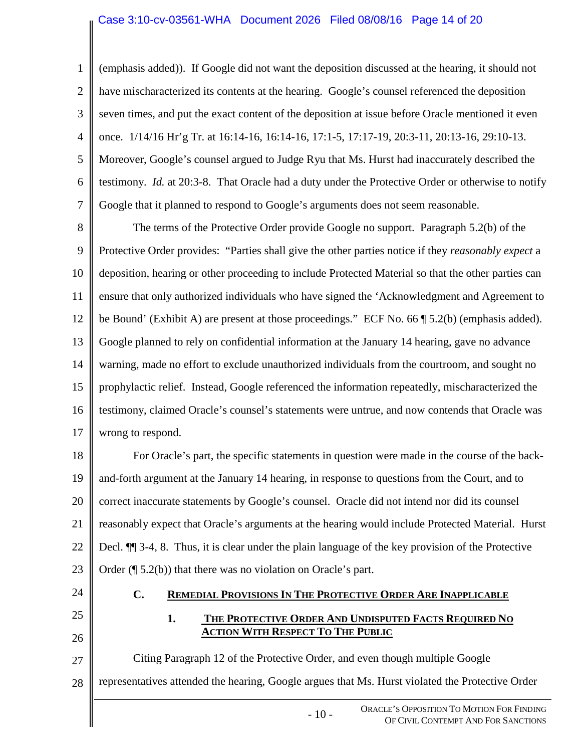(emphasis added)). If Google did not want the deposition discussed at the hearing, it should not have mischaracterized its contents at the hearing. Google's counsel referenced the deposition seven times, and put the exact content of the deposition at issue before Oracle mentioned it even once. 1/14/16 Hr'g Tr. at 16:14-16, 16:14-16, 17:1-5, 17:17-19, 20:3-11, 20:13-16, 29:10-13. Moreover, Google's counsel argued to Judge Ryu that Ms. Hurst had inaccurately described the testimony. *Id.* at 20:3-8. That Oracle had a duty under the Protective Order or otherwise to notify Google that it planned to respond to Google's arguments does not seem reasonable.

The terms of the Protective Order provide Google no support. Paragraph 5.2(b) of the Protective Order provides: "Parties shall give the other parties notice if they *reasonably expect* a deposition, hearing or other proceeding to include Protected Material so that the other parties can ensure that only authorized individuals who have signed the 'Acknowledgment and Agreement to be Bound' (Exhibit A) are present at those proceedings." ECF No. 66 ¶ 5.2(b) (emphasis added). Google planned to rely on confidential information at the January 14 hearing, gave no advance warning, made no effort to exclude unauthorized individuals from the courtroom, and sought no prophylactic relief. Instead, Google referenced the information repeatedly, mischaracterized the testimony, claimed Oracle's counsel's statements were untrue, and now contends that Oracle was wrong to respond.

For Oracle's part, the specific statements in question were made in the course of the back-and-forth argument at the January 14 hearing, in response to questions from the Court, and to correct inaccurate statements by Google's counsel. Oracle did not intend nor did its counsel reasonably expect that Oracle's arguments at the hearing would include Protected Material. Hurst Decl. ¶¶ 3-4, 8. Thus, it is clear under the plain language of the key provision of the Protective Order (¶ 5.2(b)) that there was no violation on Oracle's part.

### C. Remedial Provisions In The Protective Order Are Inapplicable

#### 1. The Protective Order And Undisputed Facts Required No Action With Respect To The Public

Citing Paragraph 12 of the Protective Order, and even though multiple Google representatives attended the hearing, Google argues that Ms. Hurst violated the Protective Order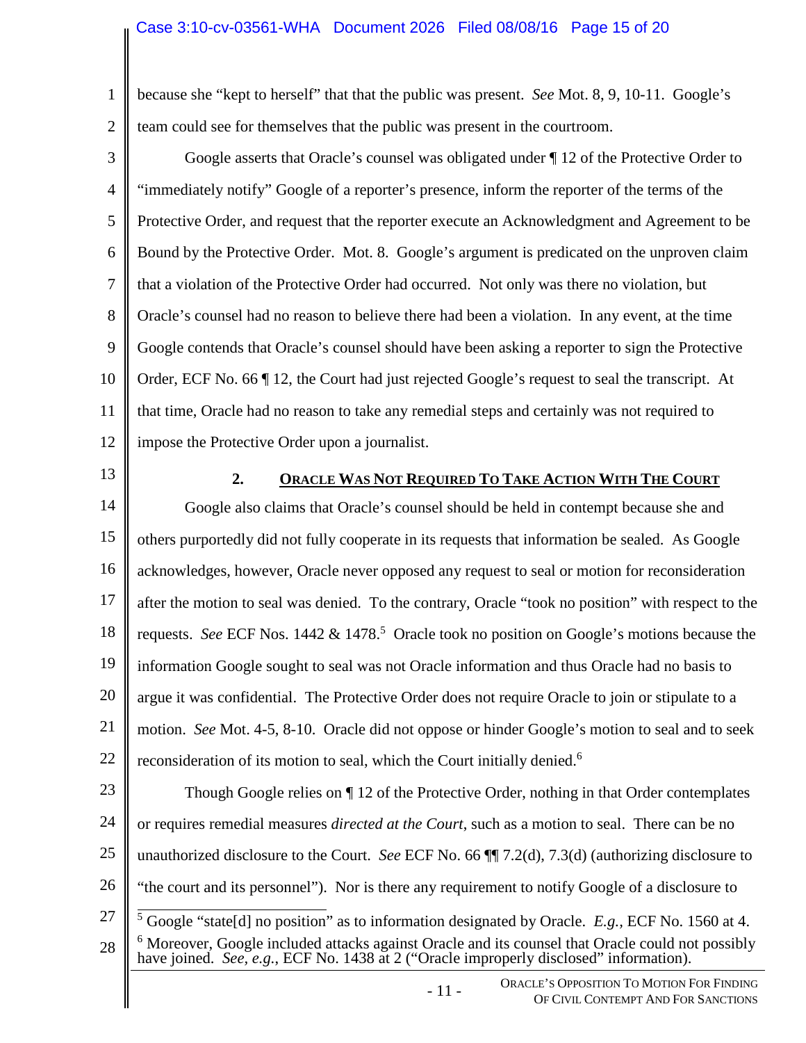because she "kept to herself" that that the public was present. *See* Mot. 8, 9, 10-11. Google's team could see for themselves that the public was present in the courtroom.

Google asserts that Oracle's counsel was obligated under ¶ 12 of the Protective Order to "immediately notify" Google of a reporter's presence, inform the reporter of the terms of the Protective Order, and request that the reporter execute an Acknowledgment and Agreement to be Bound by the Protective Order. Mot. 8. Google's argument is predicated on the unproven claim that a violation of the Protective Order had occurred. Not only was there no violation, but Oracle's counsel had no reason to believe there had been a violation. In any event, at the time Google contends that Oracle's counsel should have been asking a reporter to sign the Protective Order, ECF No. 66 ¶ 12, the Court had just rejected Google's request to seal the transcript. At that time, Oracle had no reason to take any remedial steps and certainly was not required to impose the Protective Order upon a journalist.

### 2. ORACLE WAS NOT REQUIRED TO TAKE ACTION WITH THE COURT

Google also claims that Oracle's counsel should be held in contempt because she and others purportedly did not fully cooperate in its requests that information be sealed. As Google acknowledges, however, Oracle never opposed any request to seal or motion for reconsideration after the motion to seal was denied. To the contrary, Oracle "took no position" with respect to the requests. *See* ECF Nos. 1442 & 1478.[5] Oracle took no position on Google's motions because the information Google sought to seal was not Oracle information and thus Oracle had no basis to argue it was confidential. The Protective Order does not require Oracle to join or stipulate to a motion. *See* Mot. 4-5, 8-10. Oracle did not oppose or hinder Google's motion to seal and to seek reconsideration of its motion to seal, which the Court initially denied.[6]

Though Google relies on ¶ 12 of the Protective Order, nothing in that Order contemplates or requires remedial measures *directed at the Court*, such as a motion to seal. There can be no unauthorized disclosure to the Court. *See* ECF No. 66 ¶¶ 7.2(d), 7.3(d) (authorizing disclosure to "the court and its personnel"). Nor is there any requirement to notify Google of a disclosure to

---

[5] Google "state[d] no position" as to information designated by Oracle. *E.g.*, ECF No. 1560 at 4.

[6] Moreover, Google included attacks against Oracle and its counsel that Oracle could not possibly have joined. *See, e.g.*, ECF No. 1438 at 2 ("Oracle improperly disclosed" information).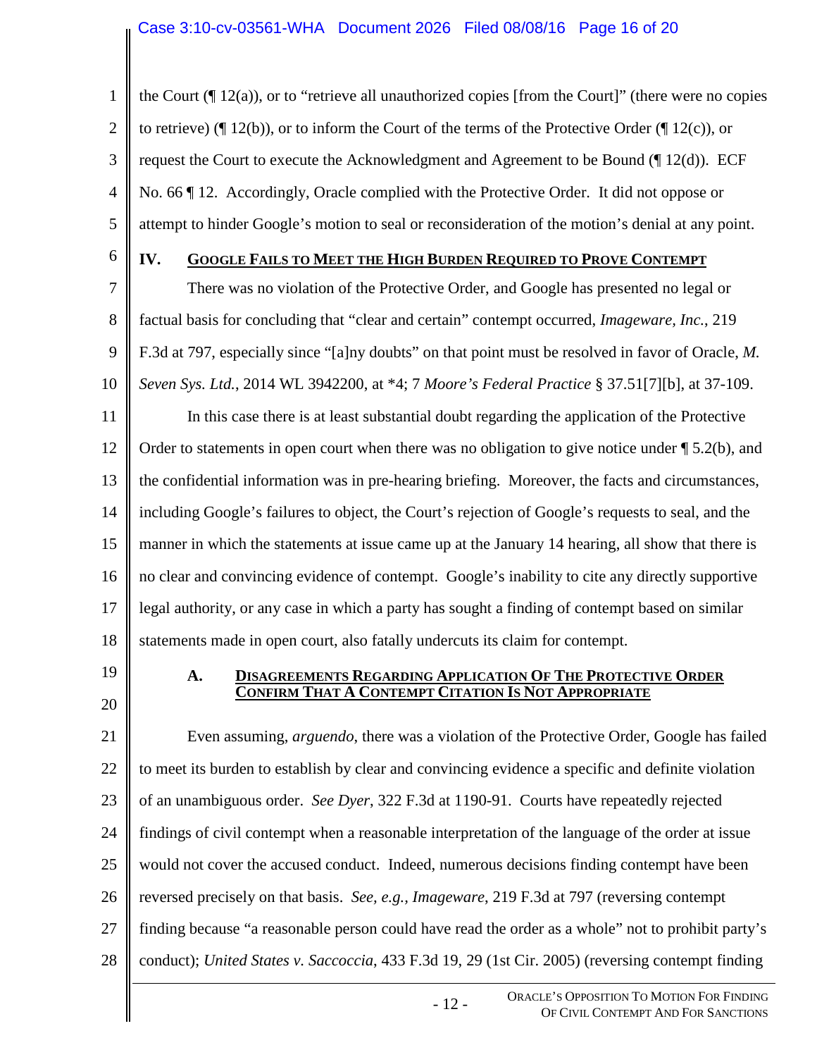the Court (¶ 12(a)), or to "retrieve all unauthorized copies [from the Court]" (there were no copies to retrieve) (¶ 12(b)), or to inform the Court of the terms of the Protective Order (¶ 12(c)), or request the Court to execute the Acknowledgment and Agreement to be Bound (¶ 12(d)). ECF No. 66 ¶ 12. Accordingly, Oracle complied with the Protective Order. It did not oppose or attempt to hinder Google's motion to seal or reconsideration of the motion's denial at any point.

## IV. GOOGLE FAILS TO MEET THE HIGH BURDEN REQUIRED TO PROVE CONTEMPT

There was no violation of the Protective Order, and Google has presented no legal or factual basis for concluding that "clear and certain" contempt occurred, *Imageware, Inc.*, 219 F.3d at 797, especially since "[a]ny doubts" on that point must be resolved in favor of Oracle, *M. Seven Sys. Ltd.*, 2014 WL 3942200, at *4; 7 *Moore's Federal Practice* § 37.51[7][b], at 37-109.

In this case there is at least substantial doubt regarding the application of the Protective Order to statements in open court when there was no obligation to give notice under ¶ 5.2(b), and the confidential information was in pre-hearing briefing. Moreover, the facts and circumstances, including Google's failures to object, the Court's rejection of Google's requests to seal, and the manner in which the statements at issue came up at the January 14 hearing, all show that there is no clear and convincing evidence of contempt. Google's inability to cite any directly supportive legal authority, or any case in which a party has sought a finding of contempt based on similar statements made in open court, also fatally undercuts its claim for contempt.

### A. DISAGREEMENTS REGARDING APPLICATION OF THE PROTECTIVE ORDER CONFIRM THAT A CONTEMPT CITATION IS NOT APPROPRIATE

Even assuming, *arguendo*, there was a violation of the Protective Order, Google has failed to meet its burden to establish by clear and convincing evidence a specific and definite violation of an unambiguous order. *See Dyer*, 322 F.3d at 1190-91. Courts have repeatedly rejected findings of civil contempt when a reasonable interpretation of the language of the order at issue would not cover the accused conduct. Indeed, numerous decisions finding contempt have been reversed precisely on that basis. *See, e.g., Imageware*, 219 F.3d at 797 (reversing contempt finding because "a reasonable person could have read the order as a whole" not to prohibit party's conduct); *United States v. Saccoccia*, 433 F.3d 19, 29 (1st Cir. 2005) (reversing contempt finding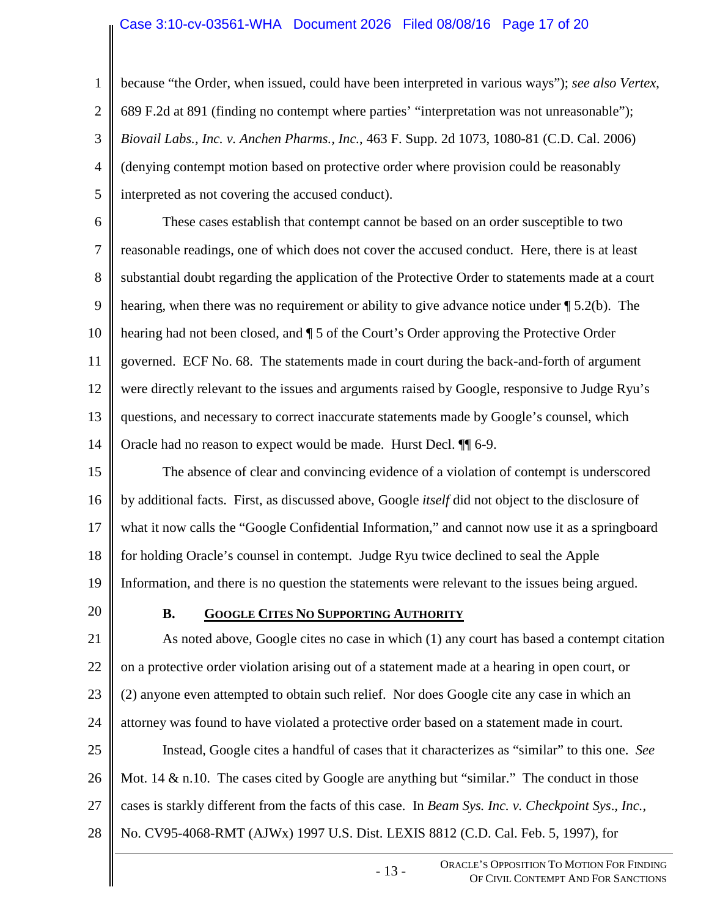because "the Order, when issued, could have been interpreted in various ways"); *see also Vertex*, 689 F.2d at 891 (finding no contempt where parties' "interpretation was not unreasonable"); *Biovail Labs., Inc. v. Anchen Pharms., Inc.*, 463 F. Supp. 2d 1073, 1080-81 (C.D. Cal. 2006) (denying contempt motion based on protective order where provision could be reasonably interpreted as not covering the accused conduct).

These cases establish that contempt cannot be based on an order susceptible to two reasonable readings, one of which does not cover the accused conduct. Here, there is at least substantial doubt regarding the application of the Protective Order to statements made at a court hearing, when there was no requirement or ability to give advance notice under ¶ 5.2(b). The hearing had not been closed, and ¶ 5 of the Court's Order approving the Protective Order governed. ECF No. 68. The statements made in court during the back-and-forth of argument were directly relevant to the issues and arguments raised by Google, responsive to Judge Ryu's questions, and necessary to correct inaccurate statements made by Google's counsel, which Oracle had no reason to expect would be made. Hurst Decl. ¶¶ 6-9.

The absence of clear and convincing evidence of a violation of contempt is underscored by additional facts. First, as discussed above, Google *itself* did not object to the disclosure of what it now calls the "Google Confidential Information," and cannot now use it as a springboard for holding Oracle's counsel in contempt. Judge Ryu twice declined to seal the Apple Information, and there is no question the statements were relevant to the issues being argued.

### B. GOOGLE CITES NO SUPPORTING AUTHORITY

As noted above, Google cites no case in which (1) any court has based a contempt citation on a protective order violation arising out of a statement made at a hearing in open court, or (2) anyone even attempted to obtain such relief. Nor does Google cite any case in which an attorney was found to have violated a protective order based on a statement made in court.

Instead, Google cites a handful of cases that it characterizes as "similar" to this one. *See* Mot. 14 & n.10. The cases cited by Google are anything but "similar." The conduct in those cases is starkly different from the facts of this case. In *Beam Sys. Inc. v. Checkpoint Sys., Inc.*, No. CV95-4068-RMT (AJWx) 1997 U.S. Dist. LEXIS 8812 (C.D. Cal. Feb. 5, 1997), for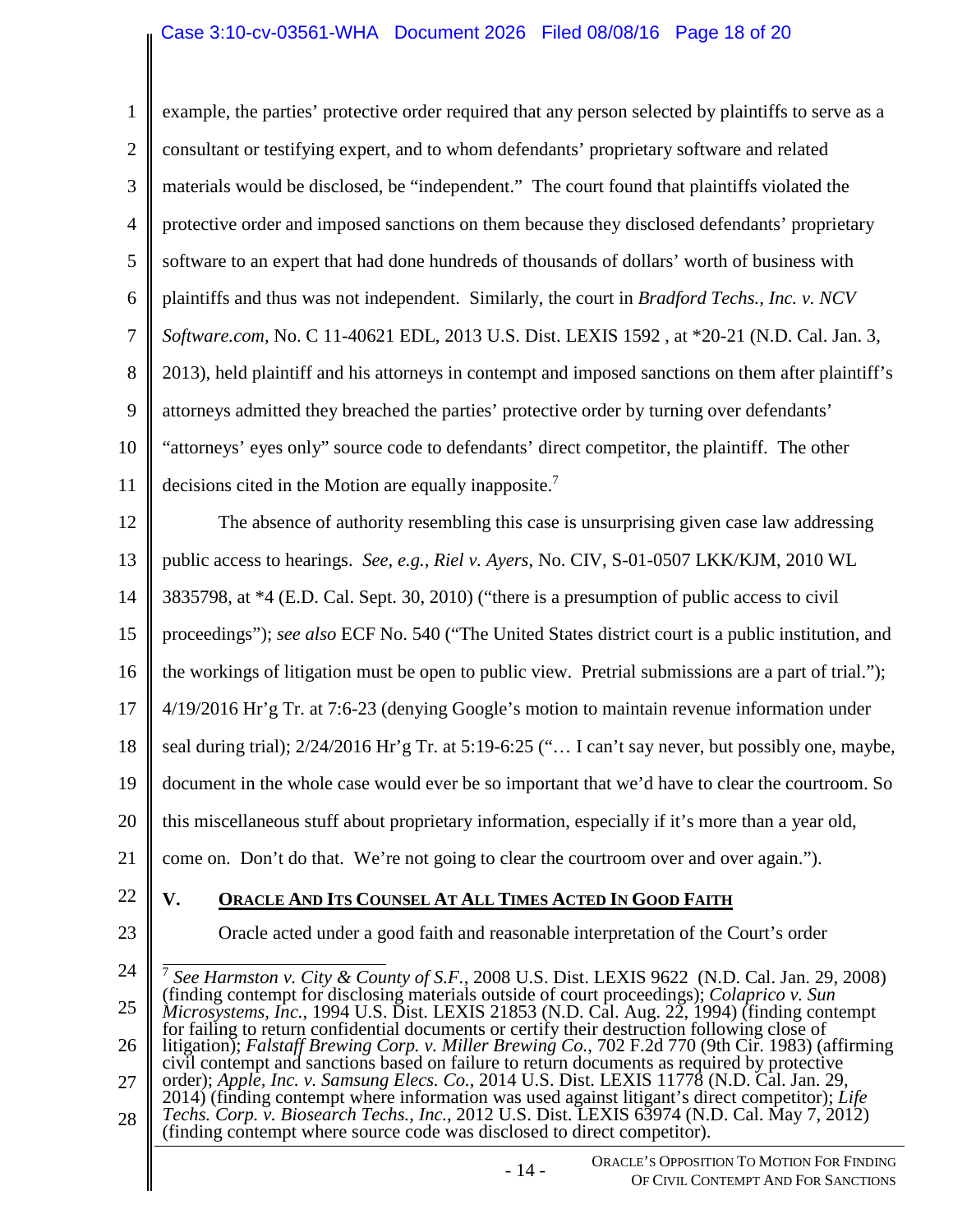example, the parties' protective order required that any person selected by plaintiffs to serve as a consultant or testifying expert, and to whom defendants' proprietary software and related materials would be disclosed, be "independent." The court found that plaintiffs violated the protective order and imposed sanctions on them because they disclosed defendants' proprietary software to an expert that had done hundreds of thousands of dollars' worth of business with plaintiffs and thus was not independent. Similarly, the court in *Bradford Techs., Inc. v. NCV Software.com*, No. C 11-40621 EDL, 2013 U.S. Dist. LEXIS 1592 , at *20-21 (N.D. Cal. Jan. 3, 2013), held plaintiff and his attorneys in contempt and imposed sanctions on them after plaintiff's attorneys admitted they breached the parties' protective order by turning over defendants' "attorneys' eyes only" source code to defendants' direct competitor, the plaintiff. The other decisions cited in the Motion are equally inapposite.[7]

The absence of authority resembling this case is unsurprising given case law addressing public access to hearings. *See, e.g., Riel v. Ayers*, No. CIV, S-01-0507 LKK/KJM, 2010 WL 3835798, at *4 (E.D. Cal. Sept. 30, 2010) ("there is a presumption of public access to civil proceedings"); *see also* ECF No. 540 ("The United States district court is a public institution, and the workings of litigation must be open to public view. Pretrial submissions are a part of trial."); 4/19/2016 Hr'g Tr. at 7:6-23 (denying Google's motion to maintain revenue information under seal during trial); 2/24/2016 Hr'g Tr. at 5:19-6:25 ("… I can't say never, but possibly one, maybe, document in the whole case would ever be so important that we'd have to clear the courtroom. So this miscellaneous stuff about proprietary information, especially if it's more than a year old, come on. Don't do that. We're not going to clear the courtroom over and over again.").

## V. Oracle And Its Counsel At All Times Acted In Good Faith

Oracle acted under a good faith and reasonable interpretation of the Court's order

---

[7] *See Harmston v. City & County of S.F.*, 2008 U.S. Dist. LEXIS 9622 (N.D. Cal. Jan. 29, 2008) (finding contempt for disclosing materials outside of court proceedings); *Colaprico v. Sun Microsystems, Inc.*, 1994 U.S. Dist. LEXIS 21853 (N.D. Cal. Aug. 22, 1994) (finding contempt for failing to return confidential documents or certify their destruction following close of litigation); *Falstaff Brewing Corp. v. Miller Brewing Co.*, 702 F.2d 770 (9th Cir. 1983) (affirming civil contempt and sanctions based on failure to return documents as required by protective order); *Apple, Inc. v. Samsung Elecs. Co.*, 2014 U.S. Dist. LEXIS 11778 (N.D. Cal. Jan. 29, 2014) (finding contempt where information was used against litigant's direct competitor); *Life Techs. Corp. v. Biosearch Techs., Inc.*, 2012 U.S. Dist. LEXIS 63974 (N.D. Cal. May 7, 2012) (finding contempt where source code was disclosed to direct competitor).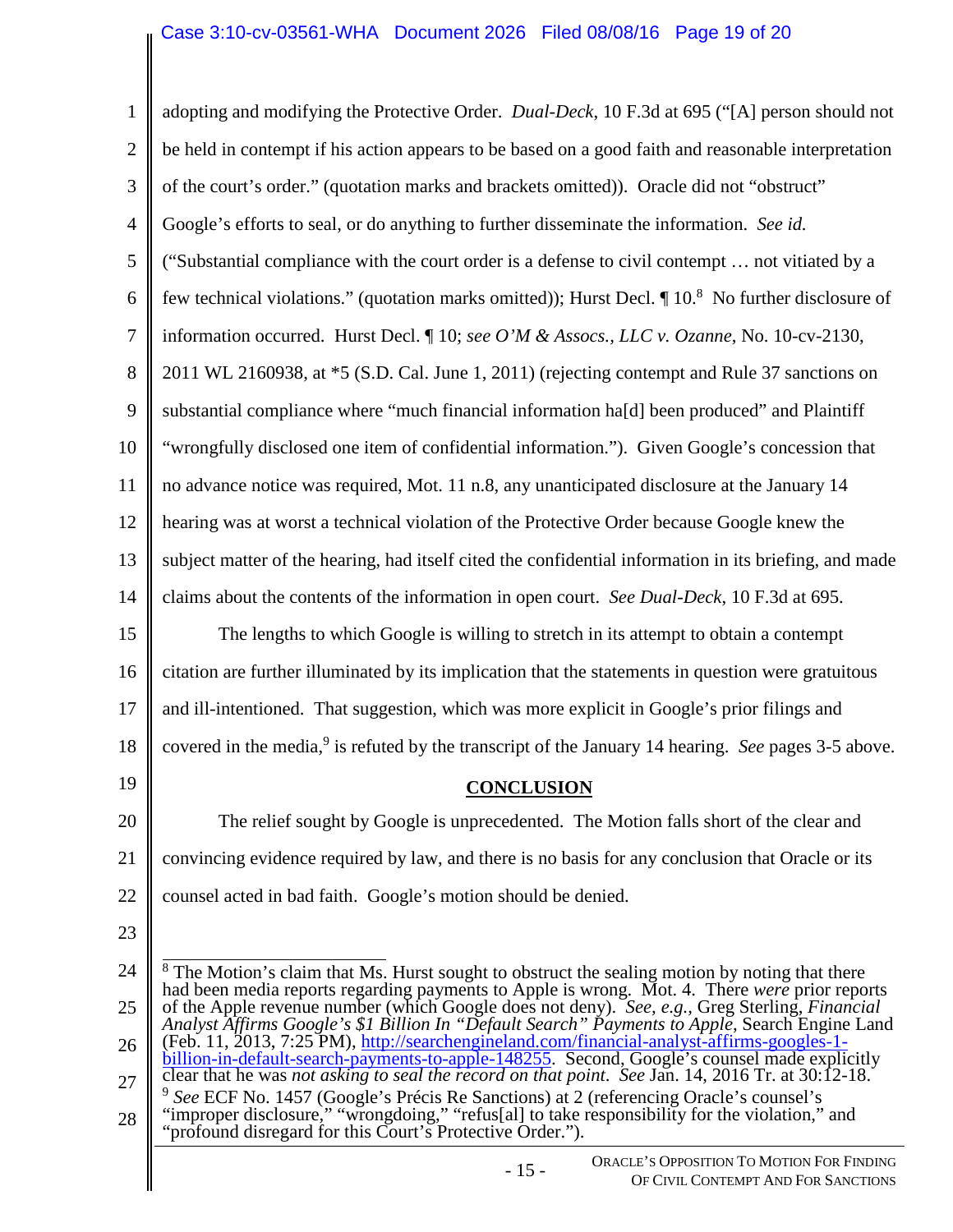adopting and modifying the Protective Order. *Dual-Deck*, 10 F.3d at 695 ("[A] person should not be held in contempt if his action appears to be based on a good faith and reasonable interpretation of the court's order." (quotation marks and brackets omitted)). Oracle did not "obstruct" Google's efforts to seal, or do anything to further disseminate the information. *See id.* ("Substantial compliance with the court order is a defense to civil contempt … not vitiated by a few technical violations." (quotation marks omitted)); Hurst Decl. ¶ 10.[8] No further disclosure of information occurred. Hurst Decl. ¶ 10; *see O'M & Assocs., LLC v. Ozanne*, No. 10-cv-2130, 2011 WL 2160938, at *5 (S.D. Cal. June 1, 2011) (rejecting contempt and Rule 37 sanctions on substantial compliance where "much financial information ha[d] been produced" and Plaintiff "wrongfully disclosed one item of confidential information."). Given Google's concession that no advance notice was required, Mot. 11 n.8, any unanticipated disclosure at the January 14 hearing was at worst a technical violation of the Protective Order because Google knew the subject matter of the hearing, had itself cited the confidential information in its briefing, and made claims about the contents of the information in open court. *See Dual-Deck*, 10 F.3d at 695.

The lengths to which Google is willing to stretch in its attempt to obtain a contempt citation are further illuminated by its implication that the statements in question were gratuitous and ill-intentioned. That suggestion, which was more explicit in Google's prior filings and covered in the media,[9] is refuted by the transcript of the January 14 hearing. *See* pages 3-5 above.

## CONCLUSION

The relief sought by Google is unprecedented. The Motion falls short of the clear and convincing evidence required by law, and there is no basis for any conclusion that Oracle or its counsel acted in bad faith. Google's motion should be denied.

---

[8] The Motion's claim that Ms. Hurst sought to obstruct the sealing motion by noting that there had been media reports regarding payments to Apple is wrong. Mot. 4. There *were* prior reports of the Apple revenue number (which Google does not deny). *See*, *e.g.*, Greg Sterling, *Financial Analyst Affirms Google's $1 Billion In "Default Search" Payments to Apple*, Search Engine Land (Feb. 11, 2013, 7:25 PM), http://searchengineland.com/financial-analyst-affirms-googles-1-billion-in-default-search-payments-to-apple-148255. Second, Google's counsel made explicitly clear that he was *not asking to seal the record on that point*. *See* Jan. 14, 2016 Tr. at 30:12-18.

[9] *See* ECF No. 1457 (Google's Précis Re Sanctions) at 2 (referencing Oracle's counsel's "improper disclosure," "wrongdoing," "refus[al] to take responsibility for the violation," and "profound disregard for this Court's Protective Order.").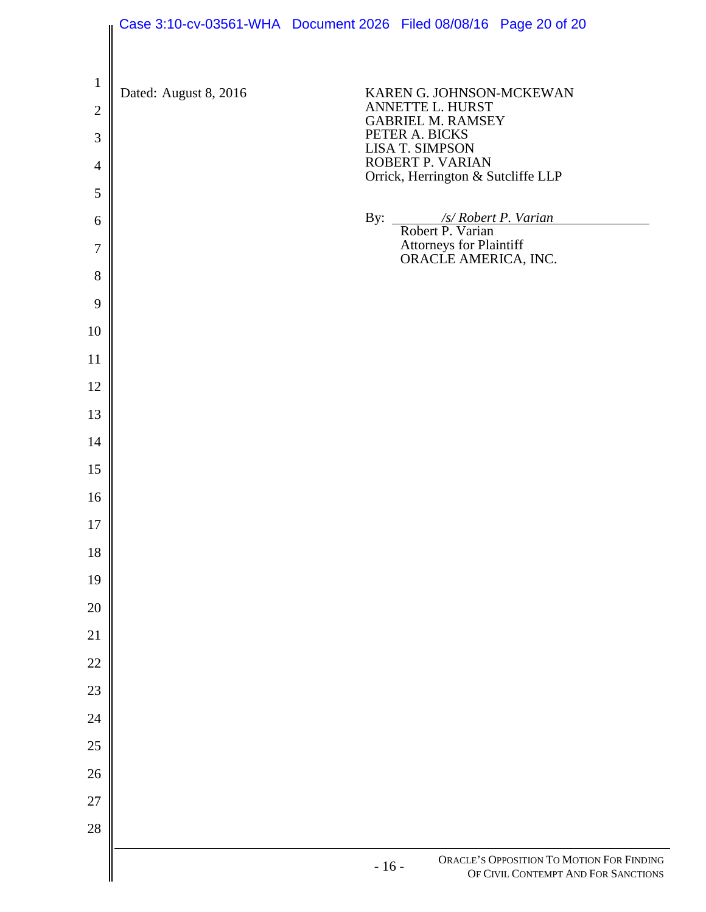Dated: August 8, 2016

KAREN G. JOHNSON-MCKEWAN
ANNETTE L. HURST
GABRIEL M. RAMSEY
PETER A. BICKS
LISA T. SIMPSON
ROBERT P. VARIAN
Orrick, Herrington & Sutcliffe LLP

By: *_/s/ Robert P. Varian_*
Robert P. Varian
Attorneys for Plaintiff
ORACLE AMERICA, INC.